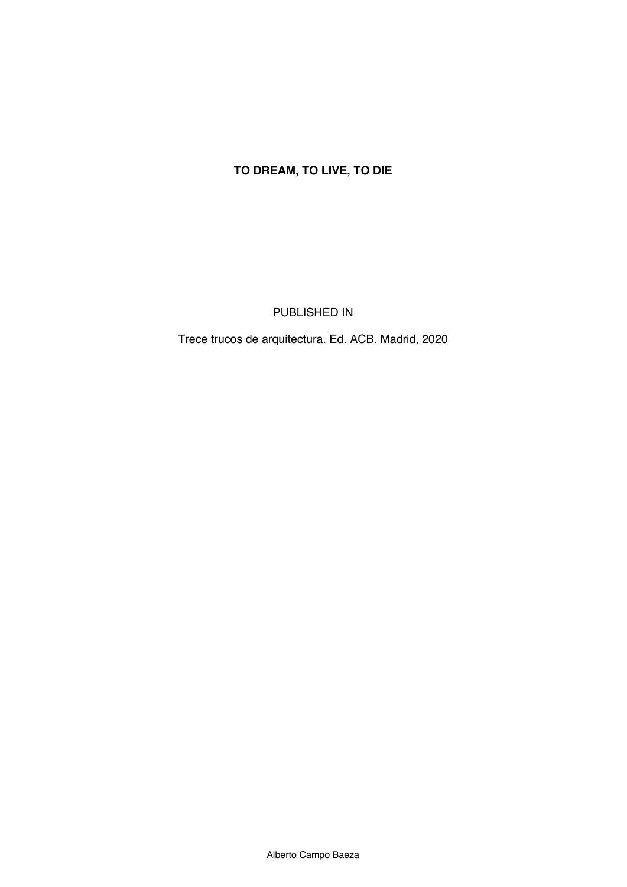# TO DREAM, TO LIVE, TO DIE

PUBLISHED IN

Trece trucos de arquitectura. Ed. ACB. Madrid, 2020

Alberto Campo Baeza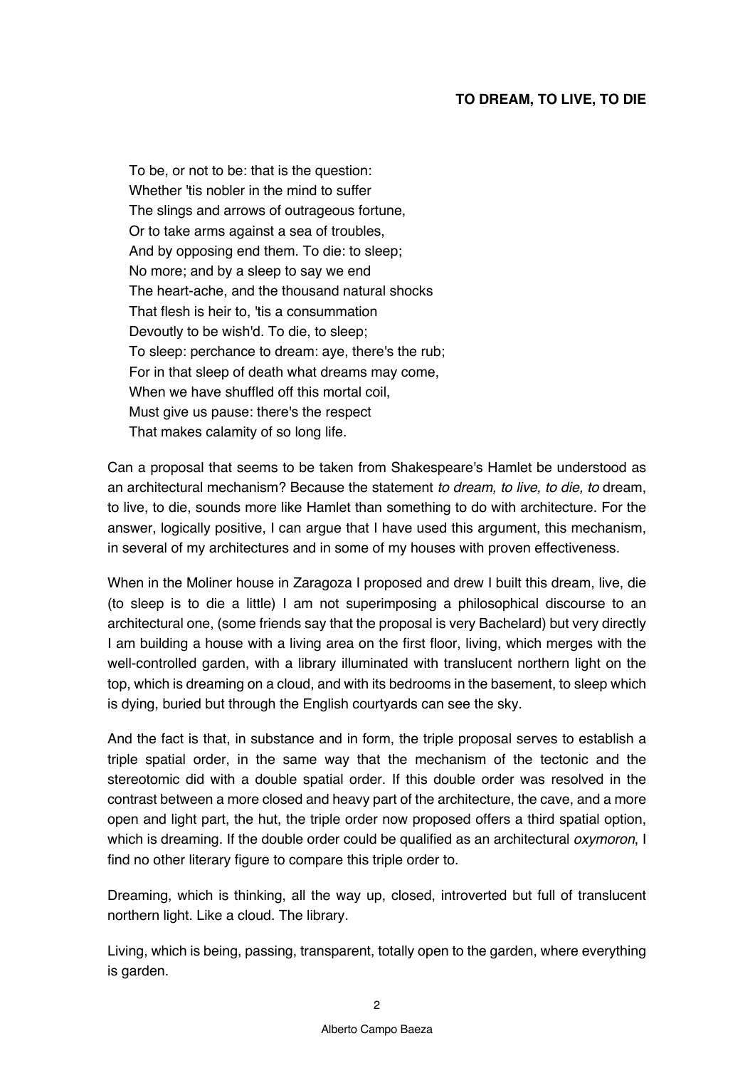### TO DREAM, TO LIVE, TO DIE

> To be, or not to be: that is the question:
> Whether 'tis nobler in the mind to suffer
> The slings and arrows of outrageous fortune,
> Or to take arms against a sea of troubles,
> And by opposing end them. To die: to sleep;
> No more; and by a sleep to say we end
> The heart-ache, and the thousand natural shocks
> That flesh is heir to, 'tis a consummation
> Devoutly to be wish'd. To die, to sleep;
> To sleep: perchance to dream: aye, there's the rub;
> For in that sleep of death what dreams may come,
> When we have shuffled off this mortal coil,
> Must give us pause: there's the respect
> That makes calamity of so long life.

Can a proposal that seems to be taken from Shakespeare's Hamlet be understood as an architectural mechanism? Because the statement *to dream, to live, to die, to* dream, to live, to die, sounds more like Hamlet than something to do with architecture. For the answer, logically positive, I can argue that I have used this argument, this mechanism, in several of my architectures and in some of my houses with proven effectiveness.

When in the Moliner house in Zaragoza I proposed and drew I built this dream, live, die (to sleep is to die a little) I am not superimposing a philosophical discourse to an architectural one, (some friends say that the proposal is very Bachelard) but very directly I am building a house with a living area on the first floor, living, which merges with the well-controlled garden, with a library illuminated with translucent northern light on the top, which is dreaming on a cloud, and with its bedrooms in the basement, to sleep which is dying, buried but through the English courtyards can see the sky.

And the fact is that, in substance and in form, the triple proposal serves to establish a triple spatial order, in the same way that the mechanism of the tectonic and the stereotomic did with a double spatial order. If this double order was resolved in the contrast between a more closed and heavy part of the architecture, the cave, and a more open and light part, the hut, the triple order now proposed offers a third spatial option, which is dreaming. If the double order could be qualified as an architectural *oxymoron*, I find no other literary figure to compare this triple order to.

Dreaming, which is thinking, all the way up, closed, introverted but full of translucent northern light. Like a cloud. The library.

Living, which is being, passing, transparent, totally open to the garden, where everything is garden.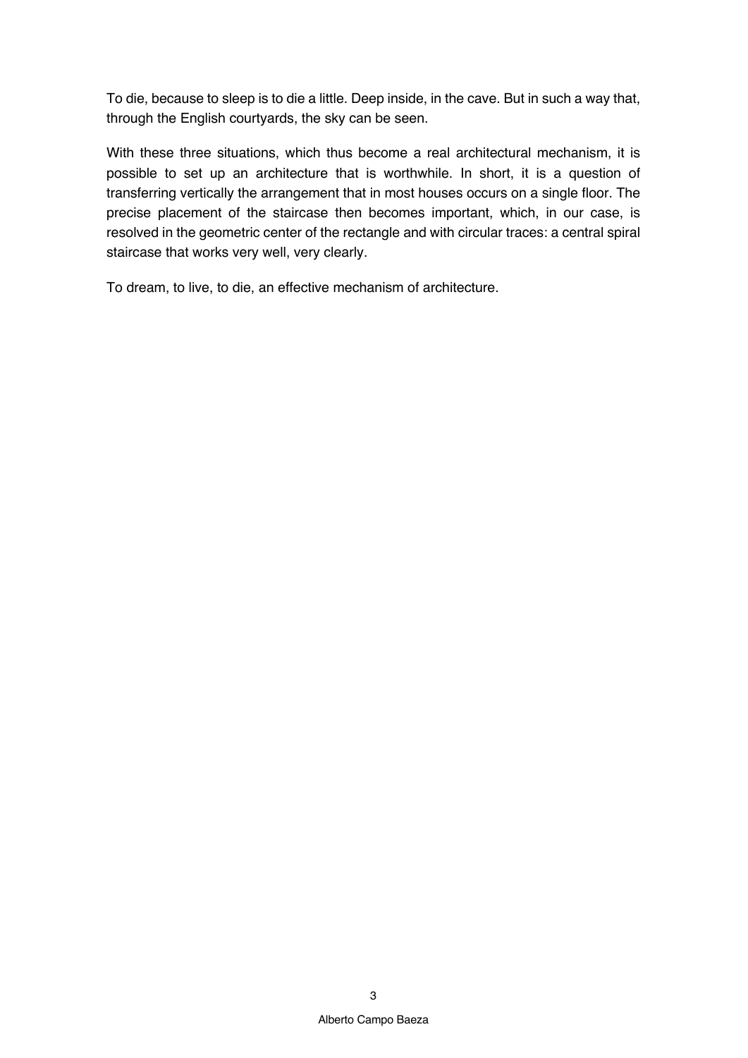To die, because to sleep is to die a little. Deep inside, in the cave. But in such a way that, through the English courtyards, the sky can be seen.

With these three situations, which thus become a real architectural mechanism, it is possible to set up an architecture that is worthwhile. In short, it is a question of transferring vertically the arrangement that in most houses occurs on a single floor. The precise placement of the staircase then becomes important, which, in our case, is resolved in the geometric center of the rectangle and with circular traces: a central spiral staircase that works very well, very clearly.

To dream, to live, to die, an effective mechanism of architecture.